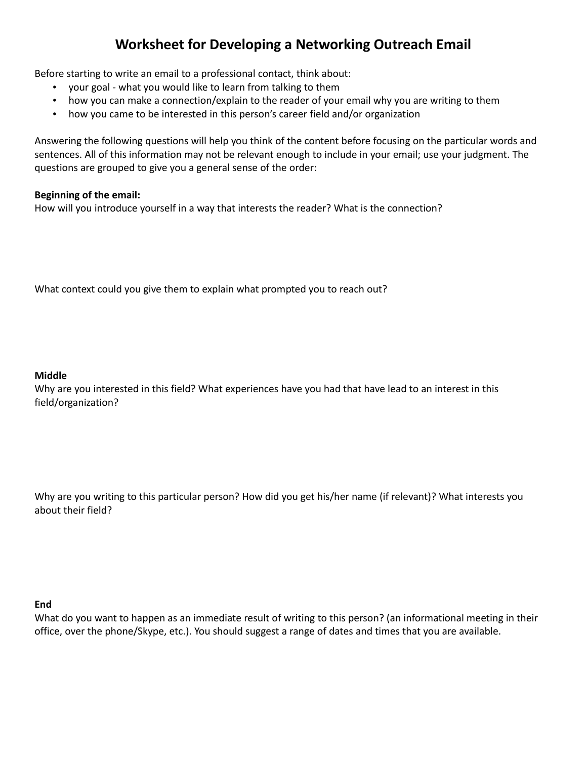# Worksheet for Developing a Networking Outreach Email

Before starting to write an email to a professional contact, think about:

- your goal - what you would like to learn from talking to them
- how you can make a connection/explain to the reader of your email why you are writing to them
- how you came to be interested in this person's career field and/or organization

Answering the following questions will help you think of the content before focusing on the particular words and sentences. All of this information may not be relevant enough to include in your email; use your judgment. The questions are grouped to give you a general sense of the order:

**Beginning of the email:**

How will you introduce yourself in a way that interests the reader? What is the connection?

What context could you give them to explain what prompted you to reach out?

**Middle**

Why are you interested in this field? What experiences have you had that have lead to an interest in this field/organization?

Why are you writing to this particular person? How did you get his/her name (if relevant)? What interests you about their field?

**End**

What do you want to happen as an immediate result of writing to this person? (an informational meeting in their office, over the phone/Skype, etc.). You should suggest a range of dates and times that you are available.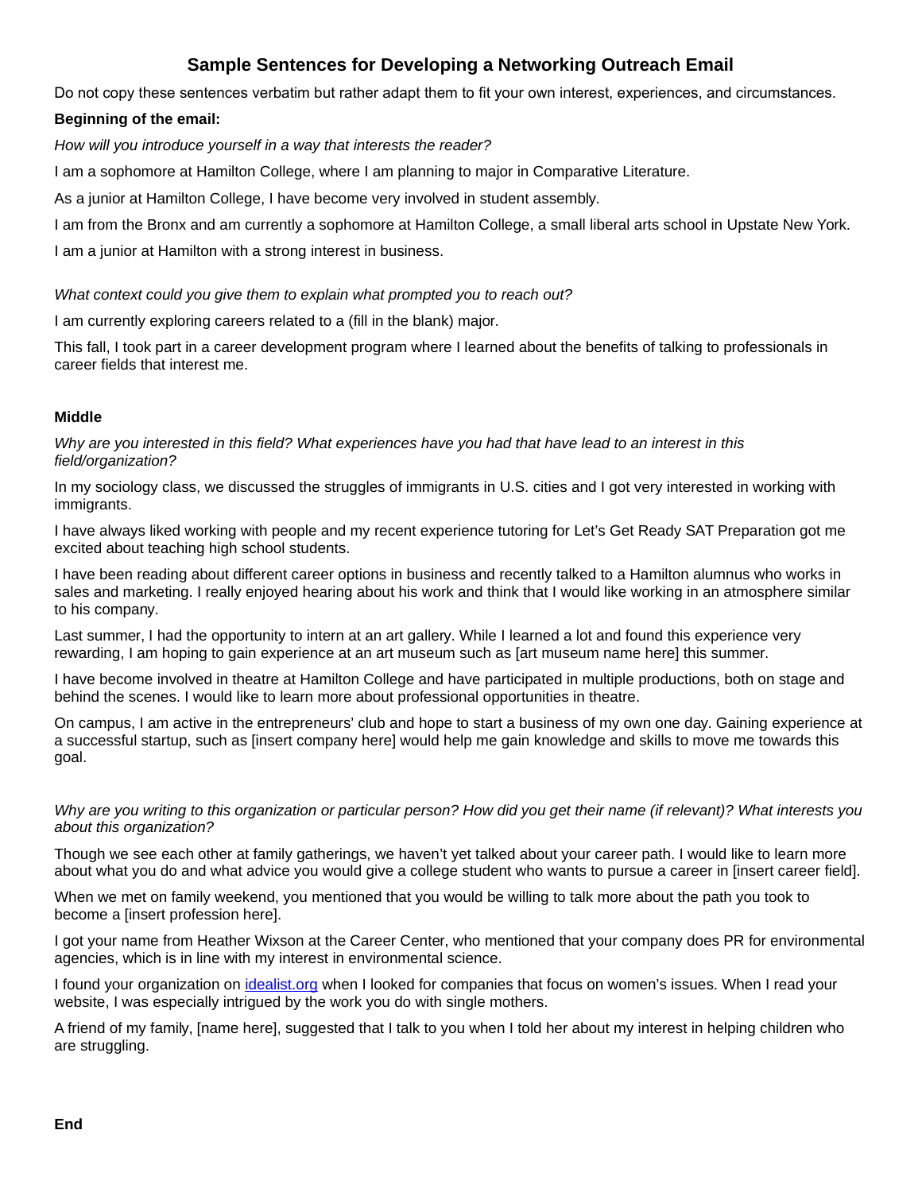# Sample Sentences for Developing a Networking Outreach Email

Do not copy these sentences verbatim but rather adapt them to fit your own interest, experiences, and circumstances.

**Beginning of the email:**

*How will you introduce yourself in a way that interests the reader?*

I am a sophomore at Hamilton College, where I am planning to major in Comparative Literature.

As a junior at Hamilton College, I have become very involved in student assembly.

I am from the Bronx and am currently a sophomore at Hamilton College, a small liberal arts school in Upstate New York.

I am a junior at Hamilton with a strong interest in business.

*What context could you give them to explain what prompted you to reach out?*

I am currently exploring careers related to a (fill in the blank) major.

This fall, I took part in a career development program where I learned about the benefits of talking to professionals in career fields that interest me.

**Middle**

*Why are you interested in this field? What experiences have you had that have lead to an interest in this field/organization?*

In my sociology class, we discussed the struggles of immigrants in U.S. cities and I got very interested in working with immigrants.

I have always liked working with people and my recent experience tutoring for Let's Get Ready SAT Preparation got me excited about teaching high school students.

I have been reading about different career options in business and recently talked to a Hamilton alumnus who works in sales and marketing. I really enjoyed hearing about his work and think that I would like working in an atmosphere similar to his company.

Last summer, I had the opportunity to intern at an art gallery. While I learned a lot and found this experience very rewarding, I am hoping to gain experience at an art museum such as [art museum name here] this summer.

I have become involved in theatre at Hamilton College and have participated in multiple productions, both on stage and behind the scenes. I would like to learn more about professional opportunities in theatre.

On campus, I am active in the entrepreneurs' club and hope to start a business of my own one day. Gaining experience at a successful startup, such as [insert company here] would help me gain knowledge and skills to move me towards this goal.

*Why are you writing to this organization or particular person? How did you get their name (if relevant)? What interests you about this organization?*

Though we see each other at family gatherings, we haven't yet talked about your career path. I would like to learn more about what you do and what advice you would give a college student who wants to pursue a career in [insert career field].

When we met on family weekend, you mentioned that you would be willing to talk more about the path you took to become a [insert profession here].

I got your name from Heather Wixson at the Career Center, who mentioned that your company does PR for environmental agencies, which is in line with my interest in environmental science.

I found your organization on idealist.org when I looked for companies that focus on women's issues. When I read your website, I was especially intrigued by the work you do with single mothers.

A friend of my family, [name here], suggested that I talk to you when I told her about my interest in helping children who are struggling.

**End**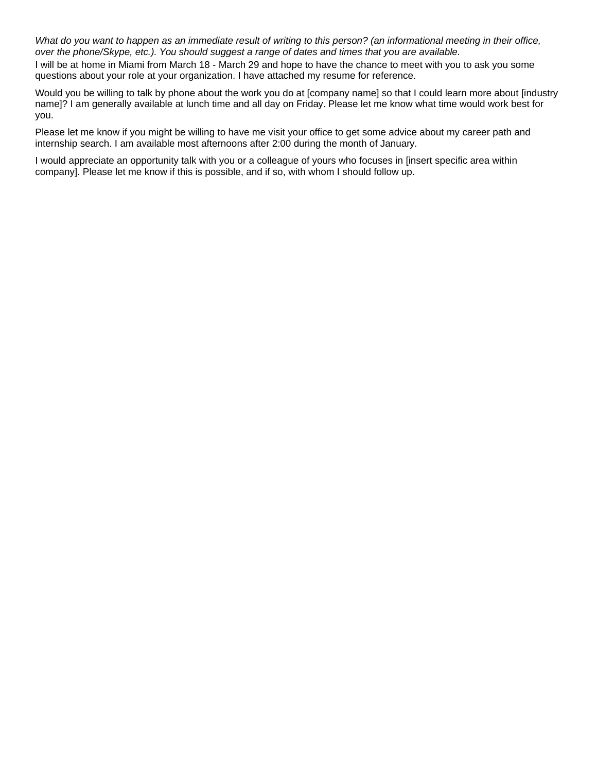*What do you want to happen as an immediate result of writing to this person? (an informational meeting in their office, over the phone/Skype, etc.). You should suggest a range of dates and times that you are available.*

I will be at home in Miami from March 18 - March 29 and hope to have the chance to meet with you to ask you some questions about your role at your organization. I have attached my resume for reference.

Would you be willing to talk by phone about the work you do at [company name] so that I could learn more about [industry name]? I am generally available at lunch time and all day on Friday. Please let me know what time would work best for you.

Please let me know if you might be willing to have me visit your office to get some advice about my career path and internship search. I am available most afternoons after 2:00 during the month of January.

I would appreciate an opportunity talk with you or a colleague of yours who focuses in [insert specific area within company]. Please let me know if this is possible, and if so, with whom I should follow up.